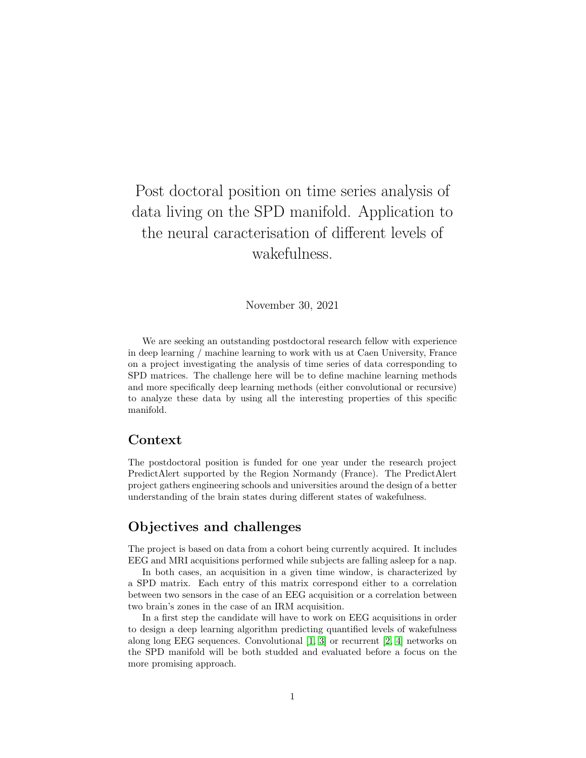# Post doctoral position on time series analysis of data living on the SPD manifold. Application to the neural caracterisation of different levels of wakefulness.

November 30, 2021

We are seeking an outstanding postdoctoral research fellow with experience in deep learning / machine learning to work with us at Caen University, France on a project investigating the analysis of time series of data corresponding to SPD matrices. The challenge here will be to define machine learning methods and more specifically deep learning methods (either convolutional or recursive) to analyze these data by using all the interesting properties of this specific manifold.

## Context

The postdoctoral position is funded for one year under the research project PredictAlert supported by the Region Normandy (France). The PredictAlert project gathers engineering schools and universities around the design of a better understanding of the brain states during different states of wakefulness.

## Objectives and challenges

The project is based on data from a cohort being currently acquired. It includes EEG and MRI acquisitions performed while subjects are falling asleep for a nap.

In both cases, an acquisition in a given time window, is characterized by a SPD matrix. Each entry of this matrix correspond either to a correlation between two sensors in the case of an EEG acquisition or a correlation between two brain's zones in the case of an IRM acquisition.

In a first step the candidate will have to work on EEG acquisitions in order to design a deep learning algorithm predicting quantified levels of wakefulness along long EEG sequences. Convolutional [1, 3] or recurrent [2, 4] networks on the SPD manifold will be both studded and evaluated before a focus on the more promising approach.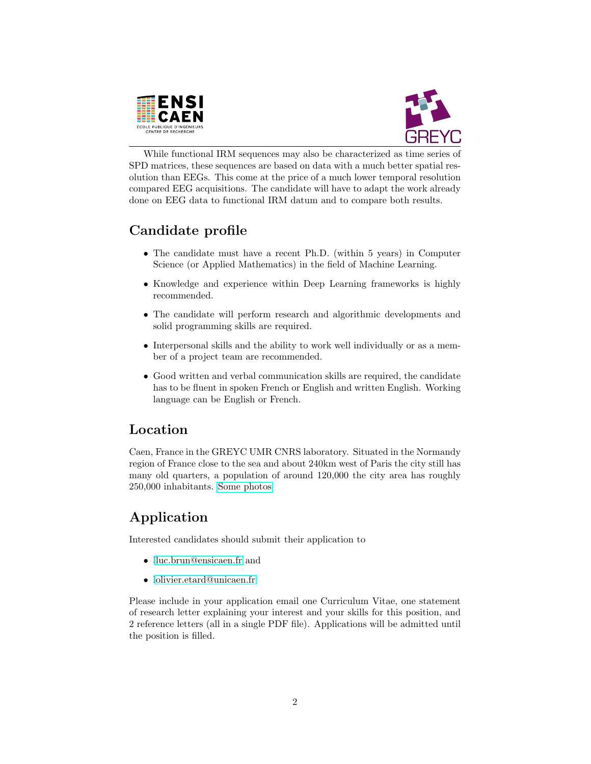While functional IRM sequences may also be characterized as time series of SPD matrices, these sequences are based on data with a much better spatial resolution than EEGs. This come at the price of a much lower temporal resolution compared EEG acquisitions. The candidate will have to adapt the work already done on EEG data to functional IRM datum and to compare both results.

## Candidate profile

- The candidate must have a recent Ph.D. (within 5 years) in Computer Science (or Applied Mathematics) in the field of Machine Learning.
- Knowledge and experience within Deep Learning frameworks is highly recommended.
- The candidate will perform research and algorithmic developments and solid programming skills are required.
- Interpersonal skills and the ability to work well individually or as a member of a project team are recommended.
- Good written and verbal communication skills are required, the candidate has to be fluent in spoken French or English and written English. Working language can be English or French.

## Location

Caen, France in the GREYC UMR CNRS laboratory. Situated in the Normandy region of France close to the sea and about 240km west of Paris the city still has many old quarters, a population of around 120,000 the city area has roughly 250,000 inhabitants. Some photos

## Application

Interested candidates should submit their application to

- luc.brun@ensicaen.fr and
- olivier.etard@unicaen.fr

Please include in your application email one Curriculum Vitae, one statement of research letter explaining your interest and your skills for this position, and 2 reference letters (all in a single PDF file). Applications will be admitted until the position is filled.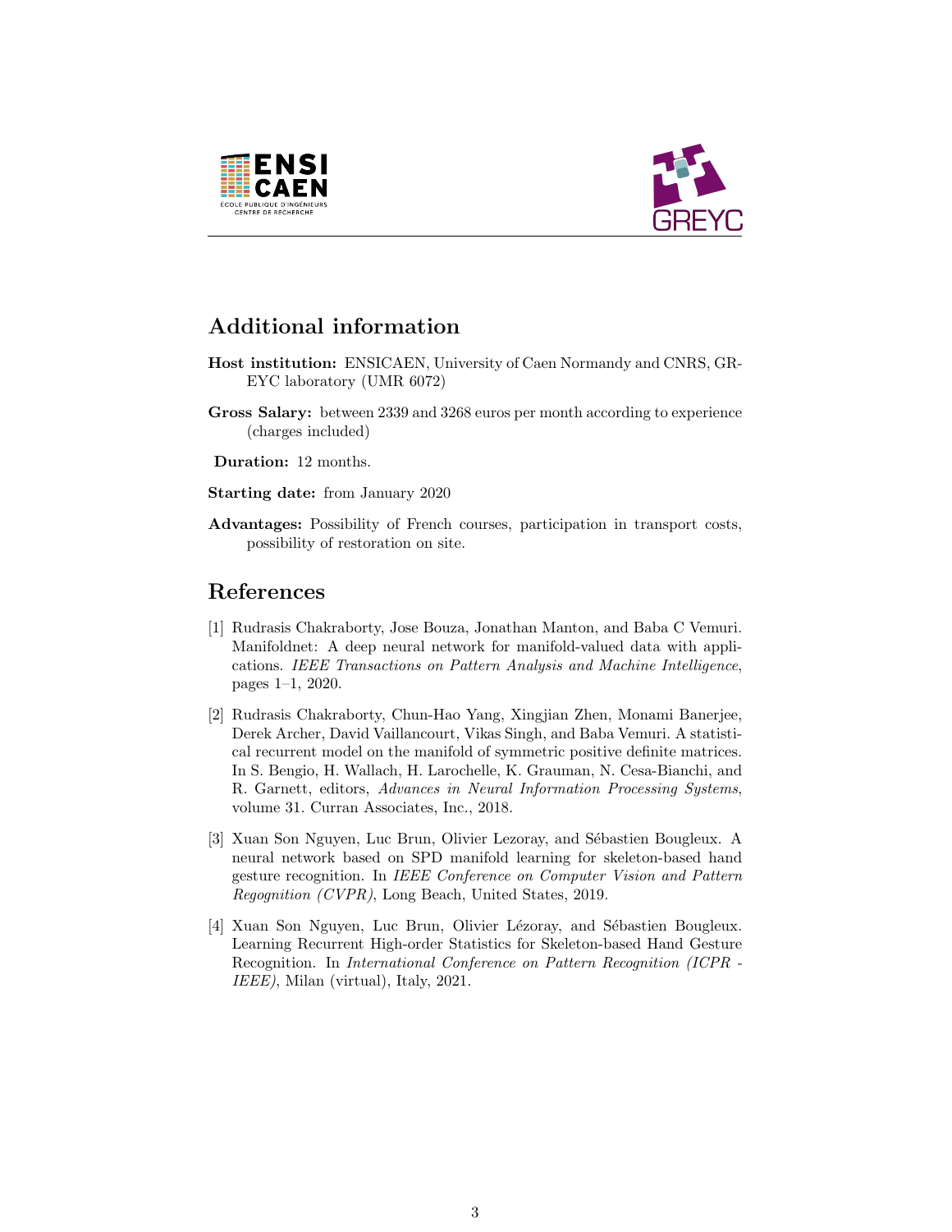## Additional information

**Host institution:** ENSICAEN, University of Caen Normandy and CNRS, GREYC laboratory (UMR 6072)

**Gross Salary:** between 2339 and 3268 euros per month according to experience (charges included)

**Duration:** 12 months.

**Starting date:** from January 2020

**Advantages:** Possibility of French courses, participation in transport costs, possibility of restoration on site.

## References

[1] Rudrasis Chakraborty, Jose Bouza, Jonathan Manton, and Baba C Vemuri. Manifoldnet: A deep neural network for manifold-valued data with applications. *IEEE Transactions on Pattern Analysis and Machine Intelligence*, pages 1–1, 2020.

[2] Rudrasis Chakraborty, Chun-Hao Yang, Xingjian Zhen, Monami Banerjee, Derek Archer, David Vaillancourt, Vikas Singh, and Baba Vemuri. A statistical recurrent model on the manifold of symmetric positive definite matrices. In S. Bengio, H. Wallach, H. Larochelle, K. Grauman, N. Cesa-Bianchi, and R. Garnett, editors, *Advances in Neural Information Processing Systems*, volume 31. Curran Associates, Inc., 2018.

[3] Xuan Son Nguyen, Luc Brun, Olivier Lezoray, and Sébastien Bougleux. A neural network based on SPD manifold learning for skeleton-based hand gesture recognition. In *IEEE Conference on Computer Vision and Pattern Regognition (CVPR)*, Long Beach, United States, 2019.

[4] Xuan Son Nguyen, Luc Brun, Olivier Lézoray, and Sébastien Bougleux. Learning Recurrent High-order Statistics for Skeleton-based Hand Gesture Recognition. In *International Conference on Pattern Recognition (ICPR - IEEE)*, Milan (virtual), Italy, 2021.